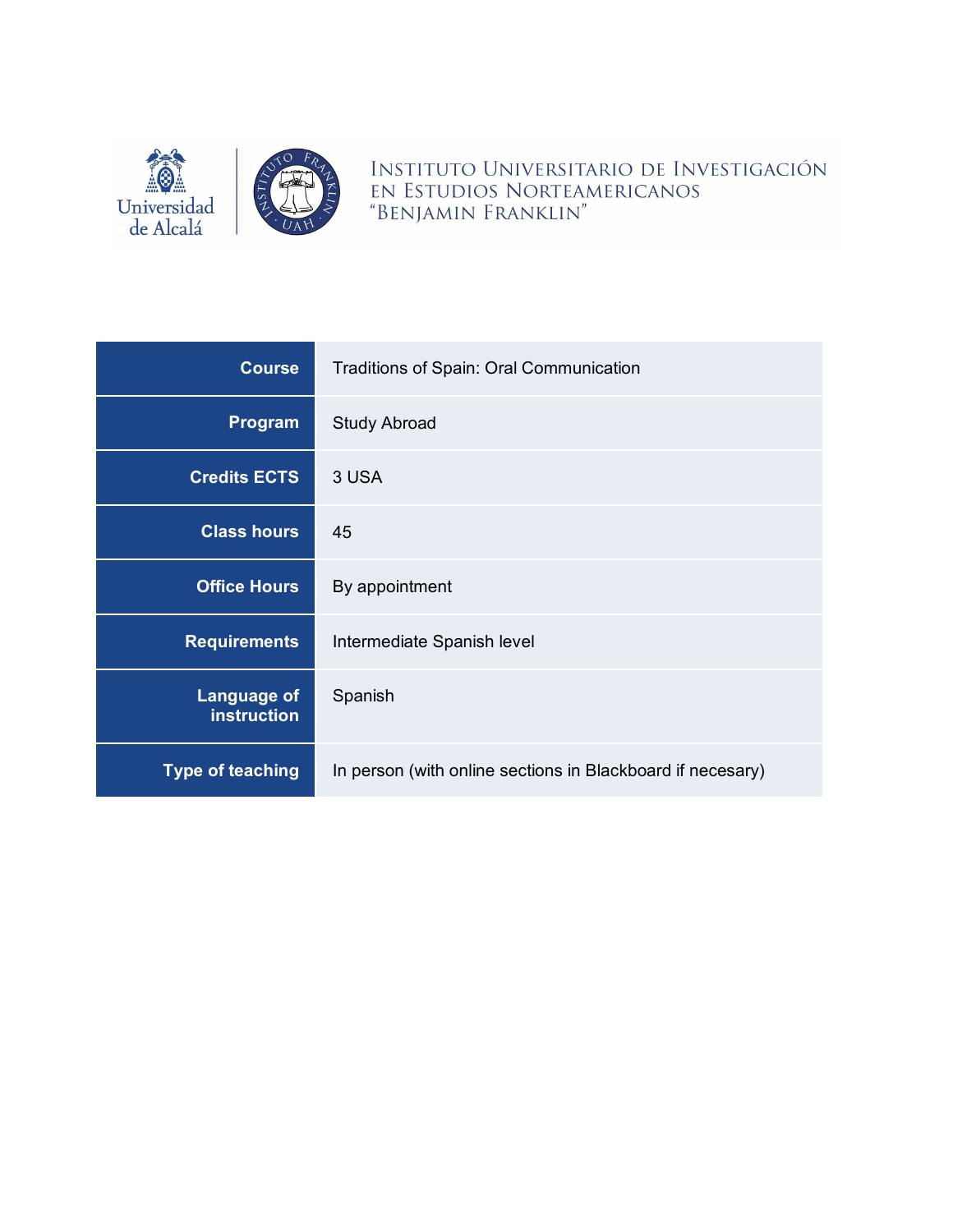Universidad de Alcalá

INSTITUTO UNIVERSITARIO DE INVESTIGACIÓN EN ESTUDIOS NORTEAMERICANOS "BENJAMIN FRANKLIN"

| | |
|---|---|
| **Course** | Traditions of Spain: Oral Communication |
| **Program** | Study Abroad |
| **Credits ECTS** | 3 USA |
| **Class hours** | 45 |
| **Office Hours** | By appointment |
| **Requirements** | Intermediate Spanish level |
| **Language of instruction** | Spanish |
| **Type of teaching** | In person (with online sections in Blackboard if necesary) |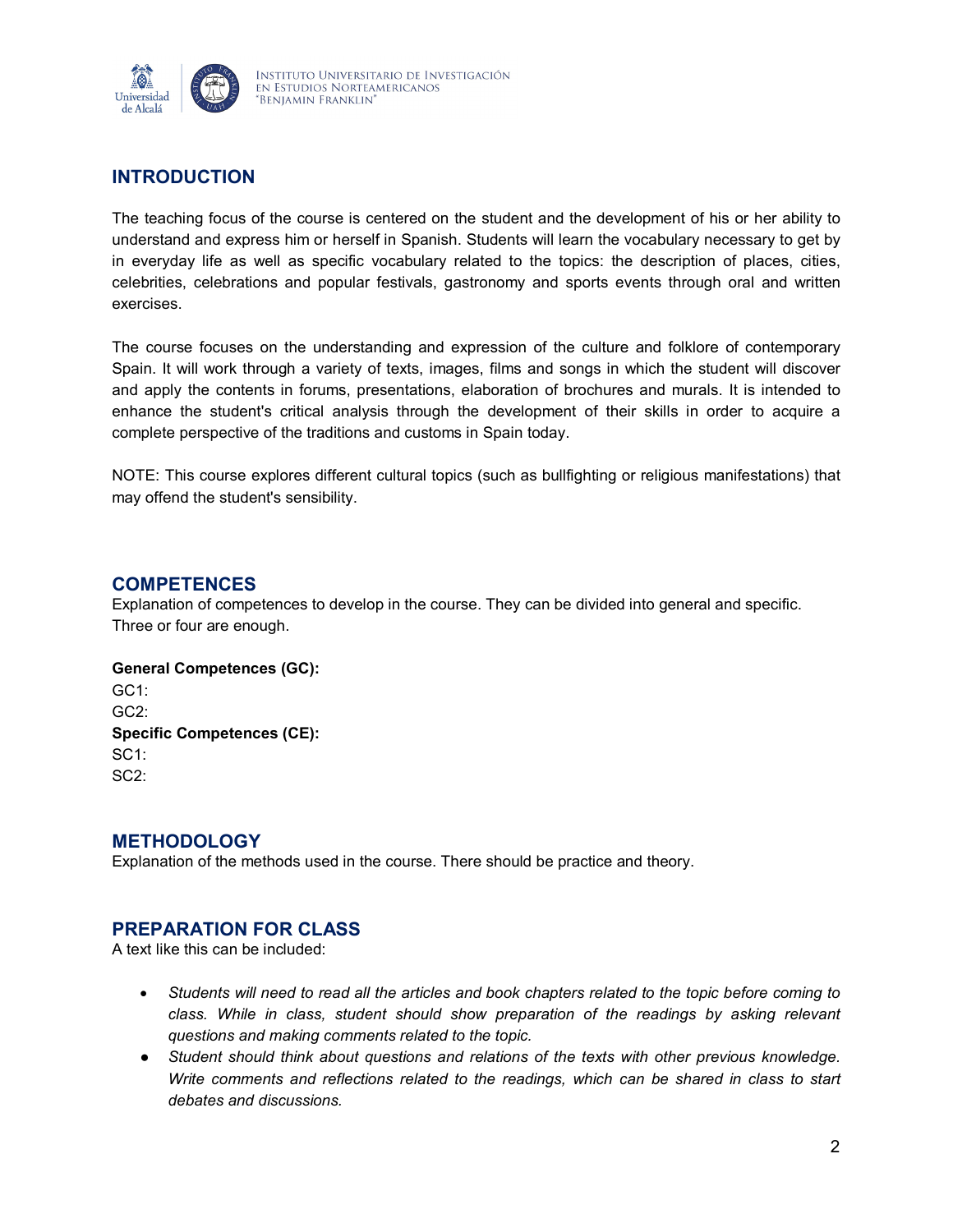## INTRODUCTION

The teaching focus of the course is centered on the student and the development of his or her ability to understand and express him or herself in Spanish. Students will learn the vocabulary necessary to get by in everyday life as well as specific vocabulary related to the topics: the description of places, cities, celebrities, celebrations and popular festivals, gastronomy and sports events through oral and written exercises.

The course focuses on the understanding and expression of the culture and folklore of contemporary Spain. It will work through a variety of texts, images, films and songs in which the student will discover and apply the contents in forums, presentations, elaboration of brochures and murals. It is intended to enhance the student's critical analysis through the development of their skills in order to acquire a complete perspective of the traditions and customs in Spain today.

NOTE: This course explores different cultural topics (such as bullfighting or religious manifestations) that may offend the student's sensibility.

## COMPETENCES

Explanation of competences to develop in the course. They can be divided into general and specific. Three or four are enough.

**General Competences (GC):**
GC1:
GC2:
**Specific Competences (CE):**
SC1:
SC2:

## METHODOLOGY

Explanation of the methods used in the course. There should be practice and theory.

## PREPARATION FOR CLASS

A text like this can be included:

- *Students will need to read all the articles and book chapters related to the topic before coming to class. While in class, student should show preparation of the readings by asking relevant questions and making comments related to the topic.*
- *Student should think about questions and relations of the texts with other previous knowledge. Write comments and reflections related to the readings, which can be shared in class to start debates and discussions.*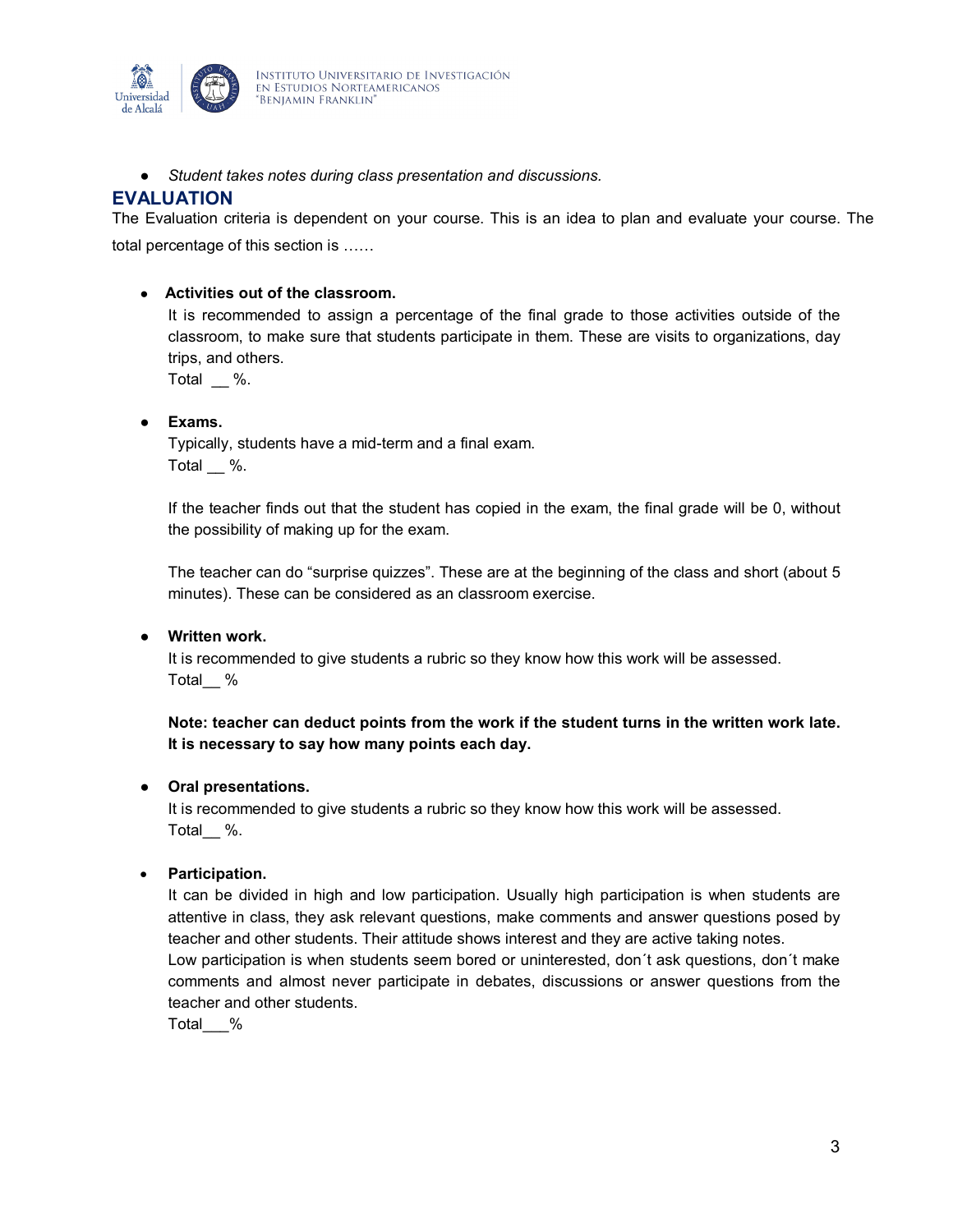- *Student takes notes during class presentation and discussions.*

## EVALUATION

The Evaluation criteria is dependent on your course. This is an idea to plan and evaluate your course. The total percentage of this section is ……

- **Activities out of the classroom.**

  It is recommended to assign a percentage of the final grade to those activities outside of the classroom, to make sure that students participate in them. These are visits to organizations, day trips, and others.

  Total __ %.

- **Exams.**

  Typically, students have a mid-term and a final exam.

  Total __ %.

  If the teacher finds out that the student has copied in the exam, the final grade will be 0, without the possibility of making up for the exam.

  The teacher can do "surprise quizzes". These are at the beginning of the class and short (about 5 minutes). These can be considered as an classroom exercise.

- **Written work.**

  It is recommended to give students a rubric so they know how this work will be assessed.

  Total__ %

  **Note: teacher can deduct points from the work if the student turns in the written work late. It is necessary to say how many points each day.**

- **Oral presentations.**

  It is recommended to give students a rubric so they know how this work will be assessed.

  Total__ %.

- **Participation.**

  It can be divided in high and low participation. Usually high participation is when students are attentive in class, they ask relevant questions, make comments and answer questions posed by teacher and other students. Their attitude shows interest and they are active taking notes.

  Low participation is when students seem bored or uninterested, don´t ask questions, don´t make comments and almost never participate in debates, discussions or answer questions from the teacher and other students.

  Total___%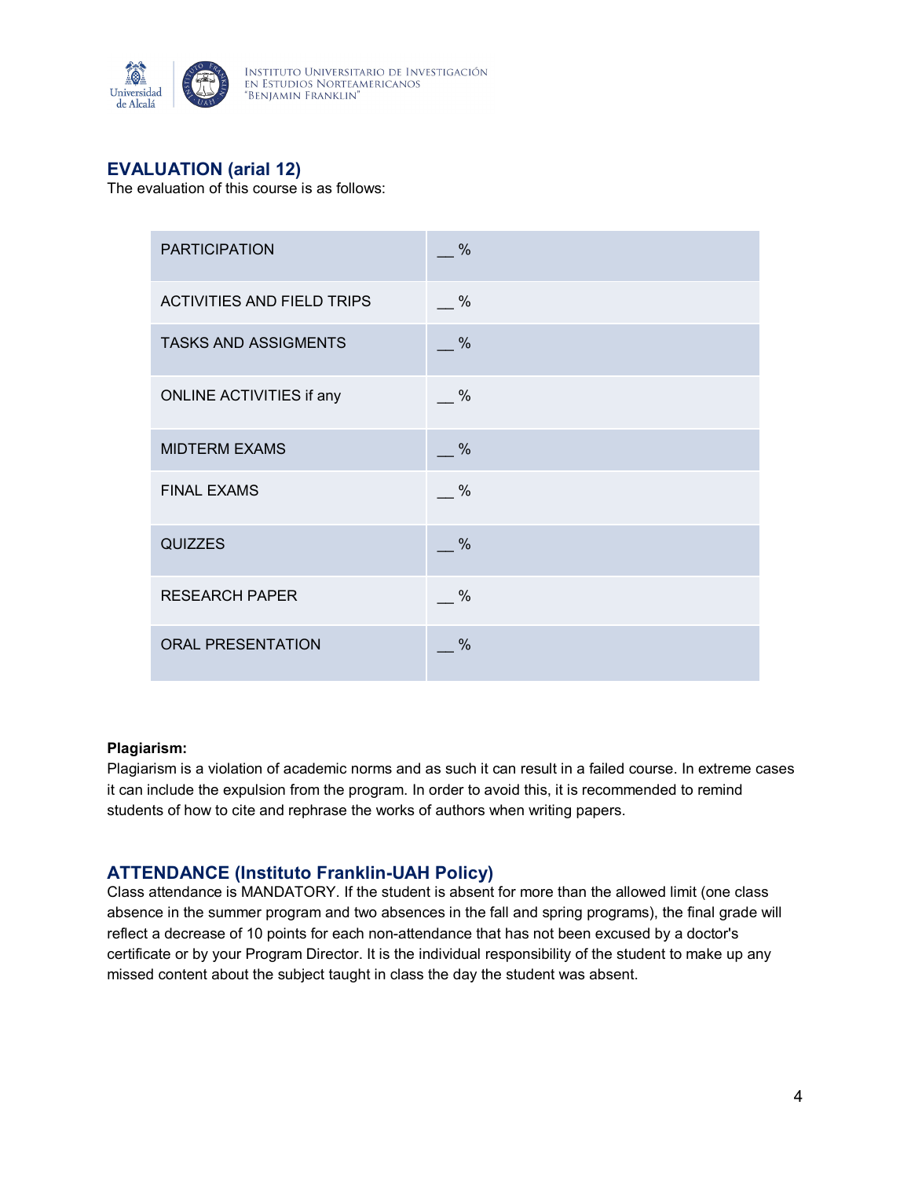## EVALUATION (arial 12)

The evaluation of this course is as follows:

| | |
|---|---|
| PARTICIPATION | __ % |
| ACTIVITIES AND FIELD TRIPS | __ % |
| TASKS AND ASSIGMENTS | __ % |
| ONLINE ACTIVITIES if any | __ % |
| MIDTERM EXAMS | __ % |
| FINAL EXAMS | __ % |
| QUIZZES | __ % |
| RESEARCH PAPER | __ % |
| ORAL PRESENTATION | __ % |

**Plagiarism:**

Plagiarism is a violation of academic norms and as such it can result in a failed course. In extreme cases it can include the expulsion from the program. In order to avoid this, it is recommended to remind students of how to cite and rephrase the works of authors when writing papers.

## ATTENDANCE (Instituto Franklin-UAH Policy)

Class attendance is MANDATORY. If the student is absent for more than the allowed limit (one class absence in the summer program and two absences in the fall and spring programs), the final grade will reflect a decrease of 10 points for each non-attendance that has not been excused by a doctor's certificate or by your Program Director. It is the individual responsibility of the student to make up any missed content about the subject taught in class the day the student was absent.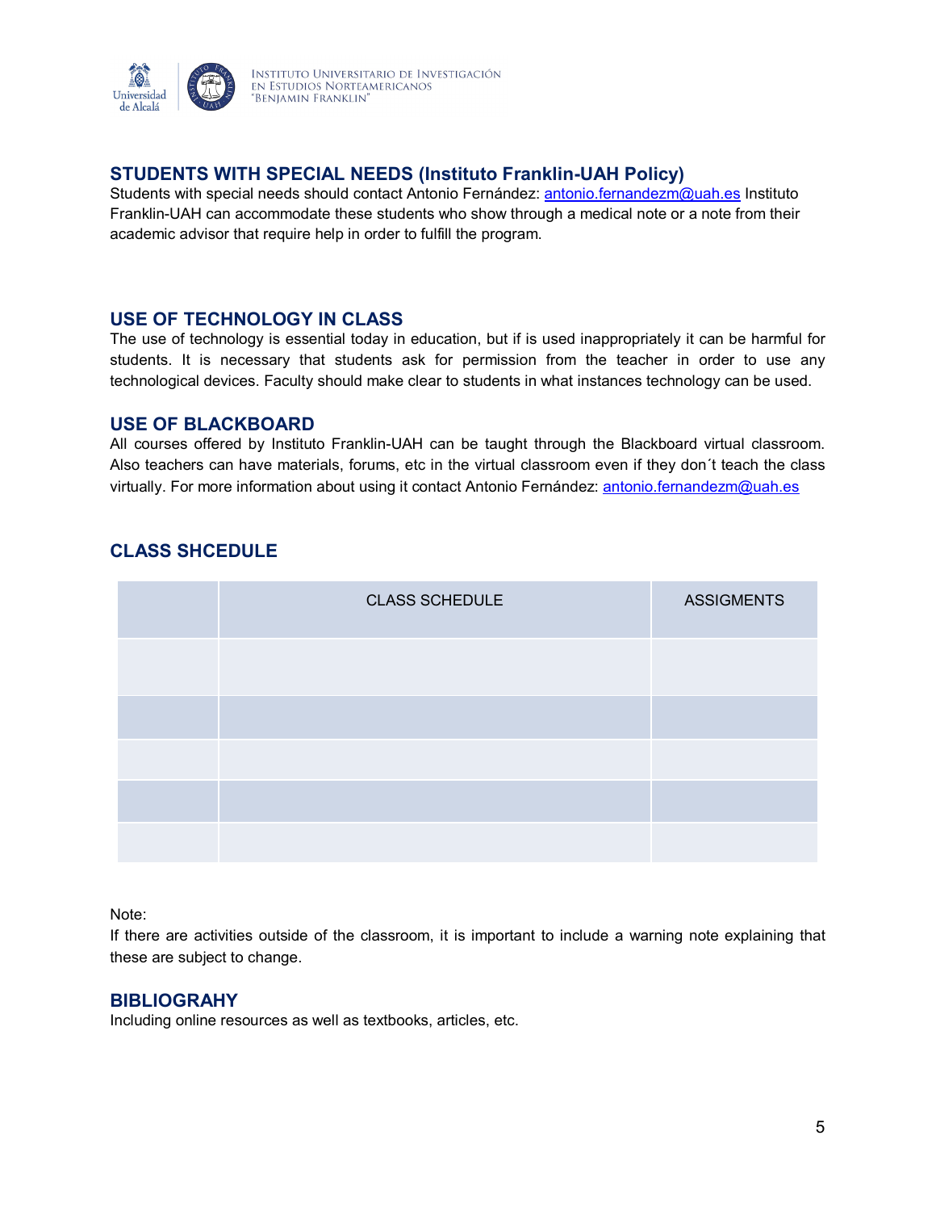## STUDENTS WITH SPECIAL NEEDS (Instituto Franklin-UAH Policy)

Students with special needs should contact Antonio Fernández: antonio.fernandezm@uah.es Instituto Franklin-UAH can accommodate these students who show through a medical note or a note from their academic advisor that require help in order to fulfill the program.

## USE OF TECHNOLOGY IN CLASS

The use of technology is essential today in education, but if is used inappropriately it can be harmful for students. It is necessary that students ask for permission from the teacher in order to use any technological devices. Faculty should make clear to students in what instances technology can be used.

## USE OF BLACKBOARD

All courses offered by Instituto Franklin-UAH can be taught through the Blackboard virtual classroom. Also teachers can have materials, forums, etc in the virtual classroom even if they don´t teach the class virtually. For more information about using it contact Antonio Fernández: antonio.fernandezm@uah.es

## CLASS SHCEDULE

| | CLASS SCHEDULE | ASSIGMENTS |
|---|---|---|
| | | |
| | | |
| | | |
| | | |
| | | |

Note:

If there are activities outside of the classroom, it is important to include a warning note explaining that these are subject to change.

## BIBLIOGRAHY

Including online resources as well as textbooks, articles, etc.